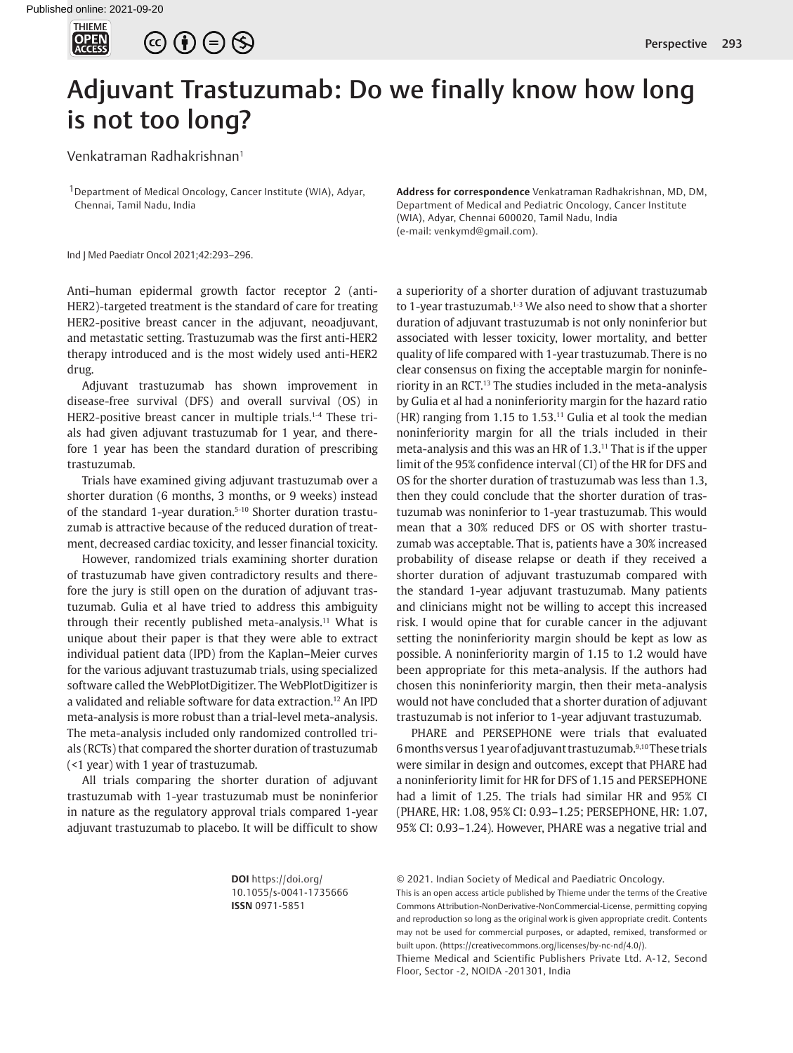# Adjuvant Trastuzumab: Do we finally know how long is not too long?

Venkatraman Radhakrishnan[1]

[1]Department of Medical Oncology, Cancer Institute (WIA), Adyar, Chennai, Tamil Nadu, India

**Address for correspondence** Venkatraman Radhakrishnan, MD, DM, Department of Medical and Pediatric Oncology, Cancer Institute (WIA), Adyar, Chennai 600020, Tamil Nadu, India (e-mail: venkymd@gmail.com).

Ind J Med Paediatr Oncol 2021;42:293–296.

Anti–human epidermal growth factor receptor 2 (anti-HER2)-targeted treatment is the standard of care for treating HER2-positive breast cancer in the adjuvant, neoadjuvant, and metastatic setting. Trastuzumab was the first anti-HER2 therapy introduced and is the most widely used anti-HER2 drug.

Adjuvant trastuzumab has shown improvement in disease-free survival (DFS) and overall survival (OS) in HER2-positive breast cancer in multiple trials.[1-4] These trials had given adjuvant trastuzumab for 1 year, and therefore 1 year has been the standard duration of prescribing trastuzumab.

Trials have examined giving adjuvant trastuzumab over a shorter duration (6 months, 3 months, or 9 weeks) instead of the standard 1-year duration.[5-10] Shorter duration trastuzumab is attractive because of the reduced duration of treatment, decreased cardiac toxicity, and lesser financial toxicity.

However, randomized trials examining shorter duration of trastuzumab have given contradictory results and therefore the jury is still open on the duration of adjuvant trastuzumab. Gulia et al have tried to address this ambiguity through their recently published meta-analysis.[11] What is unique about their paper is that they were able to extract individual patient data (IPD) from the Kaplan–Meier curves for the various adjuvant trastuzumab trials, using specialized software called the WebPlotDigitizer. The WebPlotDigitizer is a validated and reliable software for data extraction.[12] An IPD meta-analysis is more robust than a trial-level meta-analysis. The meta-analysis included only randomized controlled trials (RCTs) that compared the shorter duration of trastuzumab (<1 year) with 1 year of trastuzumab.

All trials comparing the shorter duration of adjuvant trastuzumab with 1-year trastuzumab must be noninferior in nature as the regulatory approval trials compared 1-year adjuvant trastuzumab to placebo. It will be difficult to show a superiority of a shorter duration of adjuvant trastuzumab to 1-year trastuzumab.[1-3] We also need to show that a shorter duration of adjuvant trastuzumab is not only noninferior but associated with lesser toxicity, lower mortality, and better quality of life compared with 1-year trastuzumab. There is no clear consensus on fixing the acceptable margin for noninferiority in an RCT.[13] The studies included in the meta-analysis by Gulia et al had a noninferiority margin for the hazard ratio (HR) ranging from 1.15 to 1.53.[11] Gulia et al took the median noninferiority margin for all the trials included in their meta-analysis and this was an HR of 1.3.[11] That is if the upper limit of the 95% confidence interval (CI) of the HR for DFS and OS for the shorter duration of trastuzumab was less than 1.3, then they could conclude that the shorter duration of trastuzumab was noninferior to 1-year trastuzumab. This would mean that a 30% reduced DFS or OS with shorter trastuzumab was acceptable. That is, patients have a 30% increased probability of disease relapse or death if they received a shorter duration of adjuvant trastuzumab compared with the standard 1-year adjuvant trastuzumab. Many patients and clinicians might not be willing to accept this increased risk. I would opine that for curable cancer in the adjuvant setting the noninferiority margin should be kept as low as possible. A noninferiority margin of 1.15 to 1.2 would have been appropriate for this meta-analysis. If the authors had chosen this noninferiority margin, then their meta-analysis would not have concluded that a shorter duration of adjuvant trastuzumab is not inferior to 1-year adjuvant trastuzumab.

PHARE and PERSEPHONE were trials that evaluated 6 months versus 1 year of adjuvant trastuzumab.[9,10] These trials were similar in design and outcomes, except that PHARE had a noninferiority limit for HR for DFS of 1.15 and PERSEPHONE had a limit of 1.25. The trials had similar HR and 95% CI (PHARE, HR: 1.08, 95% CI: 0.93–1.25; PERSEPHONE, HR: 1.07, 95% CI: 0.93–1.24). However, PHARE was a negative trial and

**DOI** https://doi.org/10.1055/s-0041-1735666
**ISSN** 0971-5851

© 2021. Indian Society of Medical and Paediatric Oncology.
This is an open access article published by Thieme under the terms of the Creative Commons Attribution-NonDerivative-NonCommercial-License, permitting copying and reproduction so long as the original work is given appropriate credit. Contents may not be used for commercial purposes, or adapted, remixed, transformed or built upon. (https://creativecommons.org/licenses/by-nc-nd/4.0/).
Thieme Medical and Scientific Publishers Private Ltd. A-12, Second Floor, Sector -2, NOIDA -201301, India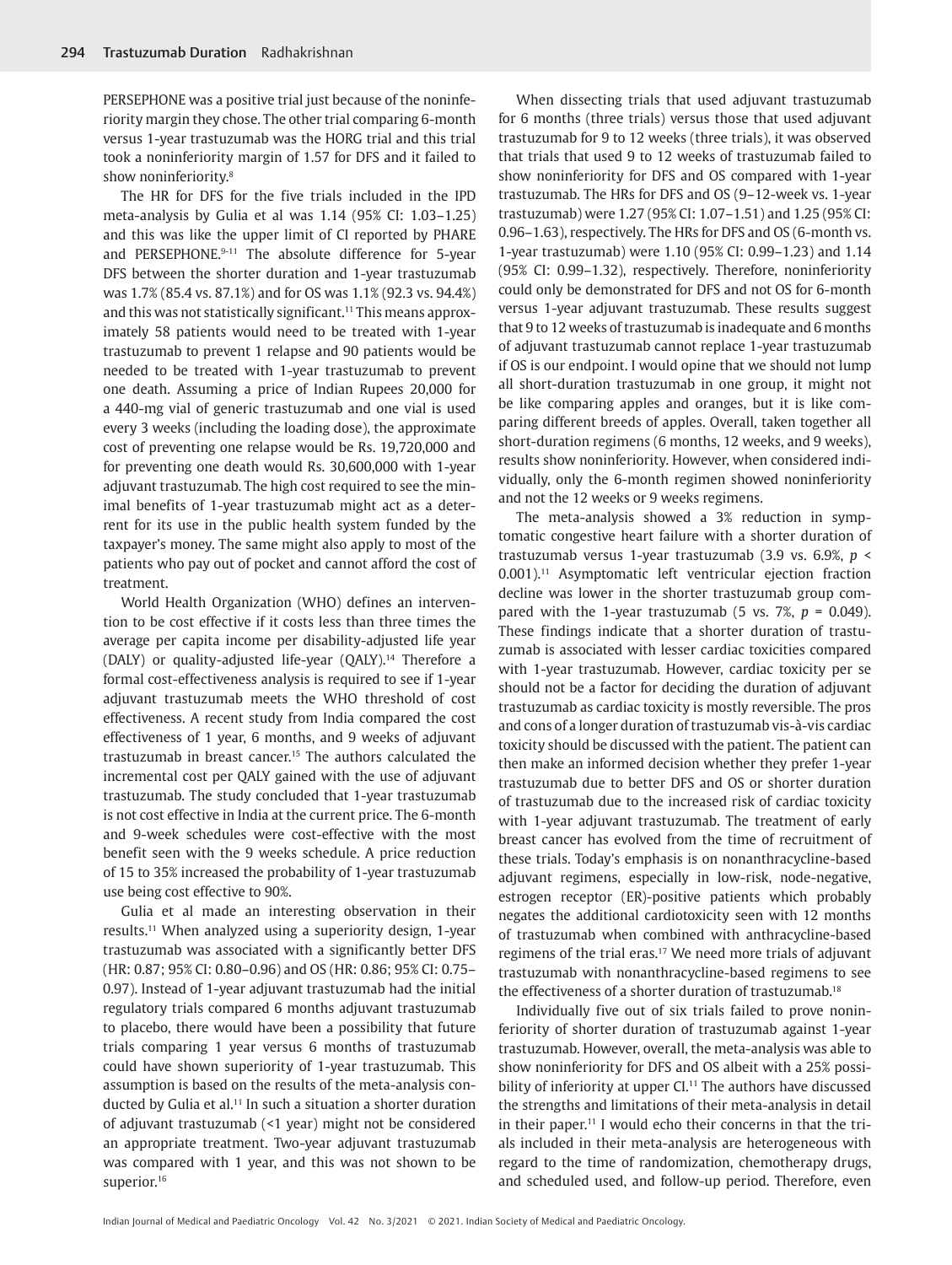PERSEPHONE was a positive trial just because of the noninferiority margin they chose. The other trial comparing 6-month versus 1-year trastuzumab was the HORG trial and this trial took a noninferiority margin of 1.57 for DFS and it failed to show noninferiority.[8]

The HR for DFS for the five trials included in the IPD meta-analysis by Gulia et al was 1.14 (95% CI: 1.03–1.25) and this was like the upper limit of CI reported by PHARE and PERSEPHONE.[9-11] The absolute difference for 5-year DFS between the shorter duration and 1-year trastuzumab was 1.7% (85.4 vs. 87.1%) and for OS was 1.1% (92.3 vs. 94.4%) and this was not statistically significant.[11] This means approximately 58 patients would need to be treated with 1-year trastuzumab to prevent 1 relapse and 90 patients would be needed to be treated with 1-year trastuzumab to prevent one death. Assuming a price of Indian Rupees 20,000 for a 440-mg vial of generic trastuzumab and one vial is used every 3 weeks (including the loading dose), the approximate cost of preventing one relapse would be Rs. 19,720,000 and for preventing one death would Rs. 30,600,000 with 1-year adjuvant trastuzumab. The high cost required to see the minimal benefits of 1-year trastuzumab might act as a deterrent for its use in the public health system funded by the taxpayer's money. The same might also apply to most of the patients who pay out of pocket and cannot afford the cost of treatment.

World Health Organization (WHO) defines an intervention to be cost effective if it costs less than three times the average per capita income per disability-adjusted life year (DALY) or quality-adjusted life-year (QALY).[14] Therefore a formal cost-effectiveness analysis is required to see if 1-year adjuvant trastuzumab meets the WHO threshold of cost effectiveness. A recent study from India compared the cost effectiveness of 1 year, 6 months, and 9 weeks of adjuvant trastuzumab in breast cancer.[15] The authors calculated the incremental cost per QALY gained with the use of adjuvant trastuzumab. The study concluded that 1-year trastuzumab is not cost effective in India at the current price. The 6-month and 9-week schedules were cost-effective with the most benefit seen with the 9 weeks schedule. A price reduction of 15 to 35% increased the probability of 1-year trastuzumab use being cost effective to 90%.

Gulia et al made an interesting observation in their results.[11] When analyzed using a superiority design, 1-year trastuzumab was associated with a significantly better DFS (HR: 0.87; 95% CI: 0.80–0.96) and OS (HR: 0.86; 95% CI: 0.75–0.97). Instead of 1-year adjuvant trastuzumab had the initial regulatory trials compared 6 months adjuvant trastuzumab to placebo, there would have been a possibility that future trials comparing 1 year versus 6 months of trastuzumab could have shown superiority of 1-year trastuzumab. This assumption is based on the results of the meta-analysis conducted by Gulia et al.[11] In such a situation a shorter duration of adjuvant trastuzumab (<1 year) might not be considered an appropriate treatment. Two-year adjuvant trastuzumab was compared with 1 year, and this was not shown to be superior.[16]

When dissecting trials that used adjuvant trastuzumab for 6 months (three trials) versus those that used adjuvant trastuzumab for 9 to 12 weeks (three trials), it was observed that trials that used 9 to 12 weeks of trastuzumab failed to show noninferiority for DFS and OS compared with 1-year trastuzumab. The HRs for DFS and OS (9–12-week vs. 1-year trastuzumab) were 1.27 (95% CI: 1.07–1.51) and 1.25 (95% CI: 0.96–1.63), respectively. The HRs for DFS and OS (6-month vs. 1-year trastuzumab) were 1.10 (95% CI: 0.99–1.23) and 1.14 (95% CI: 0.99–1.32), respectively. Therefore, noninferiority could only be demonstrated for DFS and not OS for 6-month versus 1-year adjuvant trastuzumab. These results suggest that 9 to 12 weeks of trastuzumab is inadequate and 6 months of adjuvant trastuzumab cannot replace 1-year trastuzumab if OS is our endpoint. I would opine that we should not lump all short-duration trastuzumab in one group, it might not be like comparing apples and oranges, but it is like comparing different breeds of apples. Overall, taken together all short-duration regimens (6 months, 12 weeks, and 9 weeks), results show noninferiority. However, when considered individually, only the 6-month regimen showed noninferiority and not the 12 weeks or 9 weeks regimens.

The meta-analysis showed a 3% reduction in symptomatic congestive heart failure with a shorter duration of trastuzumab versus 1-year trastuzumab (3.9 vs. 6.9%, $p < 0.001$).[11] Asymptomatic left ventricular ejection fraction decline was lower in the shorter trastuzumab group compared with the 1-year trastuzumab (5 vs. 7%, $p = 0.049$). These findings indicate that a shorter duration of trastuzumab is associated with lesser cardiac toxicities compared with 1-year trastuzumab. However, cardiac toxicity per se should not be a factor for deciding the duration of adjuvant trastuzumab as cardiac toxicity is mostly reversible. The pros and cons of a longer duration of trastuzumab vis-à-vis cardiac toxicity should be discussed with the patient. The patient can then make an informed decision whether they prefer 1-year trastuzumab due to better DFS and OS or shorter duration of trastuzumab due to the increased risk of cardiac toxicity with 1-year adjuvant trastuzumab. The treatment of early breast cancer has evolved from the time of recruitment of these trials. Today's emphasis is on nonanthracycline-based adjuvant regimens, especially in low-risk, node-negative, estrogen receptor (ER)-positive patients which probably negates the additional cardiotoxicity seen with 12 months of trastuzumab when combined with anthracycline-based regimens of the trial eras.[17] We need more trials of adjuvant trastuzumab with nonanthracycline-based regimens to see the effectiveness of a shorter duration of trastuzumab.[18]

Individually five out of six trials failed to prove noninferiority of shorter duration of trastuzumab against 1-year trastuzumab. However, overall, the meta-analysis was able to show noninferiority for DFS and OS albeit with a 25% possibility of inferiority at upper CI.[11] The authors have discussed the strengths and limitations of their meta-analysis in detail in their paper.[11] I would echo their concerns in that the trials included in their meta-analysis are heterogeneous with regard to the time of randomization, chemotherapy drugs, and scheduled used, and follow-up period. Therefore, even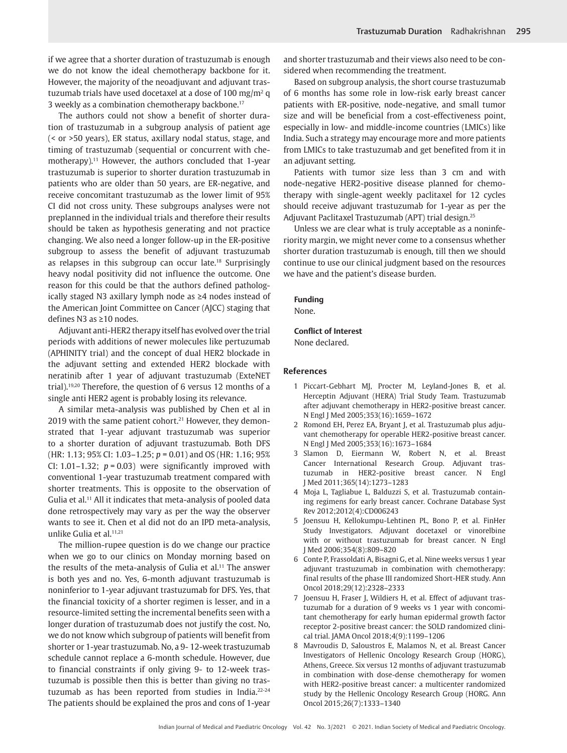if we agree that a shorter duration of trastuzumab is enough we do not know the ideal chemotherapy backbone for it. However, the majority of the neoadjuvant and adjuvant trastuzumab trials have used docetaxel at a dose of 100 mg/m$^2$ q 3 weekly as a combination chemotherapy backbone.[17]

The authors could not show a benefit of shorter duration of trastuzumab in a subgroup analysis of patient age (< or >50 years), ER status, axillary nodal status, stage, and timing of trastuzumab (sequential or concurrent with chemotherapy).[11] However, the authors concluded that 1-year trastuzumab is superior to shorter duration trastuzumab in patients who are older than 50 years, are ER-negative, and receive concomitant trastuzumab as the lower limit of 95% CI did not cross unity. These subgroups analyses were not preplanned in the individual trials and therefore their results should be taken as hypothesis generating and not practice changing. We also need a longer follow-up in the ER-positive subgroup to assess the benefit of adjuvant trastuzumab as relapses in this subgroup can occur late.[18] Surprisingly heavy nodal positivity did not influence the outcome. One reason for this could be that the authors defined pathologically staged N3 axillary lymph node as ≥4 nodes instead of the American Joint Committee on Cancer (AJCC) staging that defines N3 as ≥10 nodes.

Adjuvant anti-HER2 therapy itself has evolved over the trial periods with additions of newer molecules like pertuzumab (APHINITY trial) and the concept of dual HER2 blockade in the adjuvant setting and extended HER2 blockade with neratinib after 1 year of adjuvant trastuzumab (ExteNET trial).[19,20] Therefore, the question of 6 versus 12 months of a single anti HER2 agent is probably losing its relevance.

A similar meta-analysis was published by Chen et al in 2019 with the same patient cohort.[21] However, they demonstrated that 1-year adjuvant trastuzumab was superior to a shorter duration of adjuvant trastuzumab. Both DFS (HR: 1.13; 95% CI: 1.03–1.25; $p = 0.01$) and OS (HR: 1.16; 95% CI: 1.01–1.32; $p = 0.03$) were significantly improved with conventional 1-year trastuzumab treatment compared with shorter treatments. This is opposite to the observation of Gulia et al.[11] All it indicates that meta-analysis of pooled data done retrospectively may vary as per the way the observer wants to see it. Chen et al did not do an IPD meta-analysis, unlike Gulia et al.[11,21]

The million-rupee question is do we change our practice when we go to our clinics on Monday morning based on the results of the meta-analysis of Gulia et al.[11] The answer is both yes and no. Yes, 6-month adjuvant trastuzumab is noninferior to 1-year adjuvant trastuzumab for DFS. Yes, that the financial toxicity of a shorter regimen is lesser, and in a resource-limited setting the incremental benefits seen with a longer duration of trastuzumab does not justify the cost. No, we do not know which subgroup of patients will benefit from shorter or 1-year trastuzumab. No, a 9- 12-week trastuzumab schedule cannot replace a 6-month schedule. However, due to financial constraints if only giving 9- to 12-week trastuzumab is possible then this is better than giving no trastuzumab as has been reported from studies in India.[22-24] The patients should be explained the pros and cons of 1-year and shorter trastuzumab and their views also need to be considered when recommending the treatment.

Based on subgroup analysis, the short course trastuzumab of 6 months has some role in low-risk early breast cancer patients with ER-positive, node-negative, and small tumor size and will be beneficial from a cost-effectiveness point, especially in low- and middle-income countries (LMICs) like India. Such a strategy may encourage more and more patients from LMICs to take trastuzumab and get benefited from it in an adjuvant setting.

Patients with tumor size less than 3 cm and with node-negative HER2-positive disease planned for chemotherapy with single-agent weekly paclitaxel for 12 cycles should receive adjuvant trastuzumab for 1-year as per the Adjuvant Paclitaxel Trastuzumab (APT) trial design.[25]

Unless we are clear what is truly acceptable as a noninferiority margin, we might never come to a consensus whether shorter duration trastuzumab is enough, till then we should continue to use our clinical judgment based on the resources we have and the patient's disease burden.

**Funding**

None.

**Conflict of Interest**

None declared.

## References

1 Piccart-Gebhart MJ, Procter M, Leyland-Jones B, et al. Herceptin Adjuvant (HERA) Trial Study Team. Trastuzumab after adjuvant chemotherapy in HER2-positive breast cancer. N Engl J Med 2005;353(16):1659–1672

2 Romond EH, Perez EA, Bryant J, et al. Trastuzumab plus adjuvant chemotherapy for operable HER2-positive breast cancer. N Engl J Med 2005;353(16):1673–1684

3 Slamon D, Eiermann W, Robert N, et al. Breast Cancer International Research Group. Adjuvant trastuzumab in HER2-positive breast cancer. N Engl J Med 2011;365(14):1273–1283

4 Moja L, Tagliabue L, Balduzzi S, et al. Trastuzumab containing regimens for early breast cancer. Cochrane Database Syst Rev 2012;2012(4):CD006243

5 Joensuu H, Kellokumpu-Lehtinen PL, Bono P, et al. FinHer Study Investigators. Adjuvant docetaxel or vinorelbine with or without trastuzumab for breast cancer. N Engl J Med 2006;354(8):809–820

6 Conte P, Frassoldati A, Bisagni G, et al. Nine weeks versus 1 year adjuvant trastuzumab in combination with chemotherapy: final results of the phase III randomized Short-HER study. Ann Oncol 2018;29(12):2328–2333

7 Joensuu H, Fraser J, Wildiers H, et al. Effect of adjuvant trastuzumab for a duration of 9 weeks vs 1 year with concomitant chemotherapy for early human epidermal growth factor receptor 2-positive breast cancer: the SOLD randomized clinical trial. JAMA Oncol 2018;4(9):1199–1206

8 Mavroudis D, Saloustros E, Malamos N, et al. Breast Cancer Investigators of Hellenic Oncology Research Group (HORG), Athens, Greece. Six versus 12 months of adjuvant trastuzumab in combination with dose-dense chemotherapy for women with HER2-positive breast cancer: a multicenter randomized study by the Hellenic Oncology Research Group (HORG. Ann Oncol 2015;26(7):1333–1340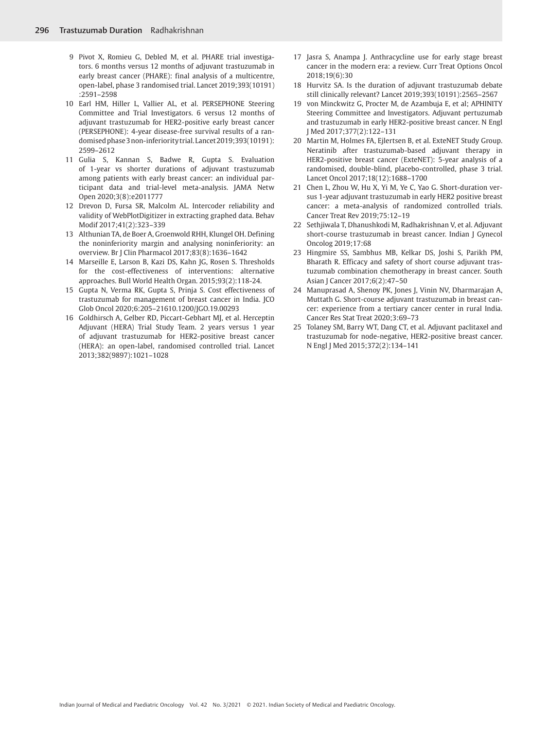9 Pivot X, Romieu G, Debled M, et al. PHARE trial investigators. 6 months versus 12 months of adjuvant trastuzumab in early breast cancer (PHARE): final analysis of a multicentre, open-label, phase 3 randomised trial. Lancet 2019;393(10191):2591–2598

10 Earl HM, Hiller L, Vallier AL, et al. PERSEPHONE Steering Committee and Trial Investigators. 6 versus 12 months of adjuvant trastuzumab for HER2-positive early breast cancer (PERSEPHONE): 4-year disease-free survival results of a randomised phase 3 non-inferiority trial. Lancet 2019;393(10191):2599–2612

11 Gulia S, Kannan S, Badwe R, Gupta S. Evaluation of 1-year vs shorter durations of adjuvant trastuzumab among patients with early breast cancer: an individual participant data and trial-level meta-analysis. JAMA Netw Open 2020;3(8):e2011777

12 Drevon D, Fursa SR, Malcolm AL. Intercoder reliability and validity of WebPlotDigitizer in extracting graphed data. Behav Modif 2017;41(2):323–339

13 Althunian TA, de Boer A, Groenwold RHH, Klungel OH. Defining the noninferiority margin and analysing noninferiority: an overview. Br J Clin Pharmacol 2017;83(8):1636–1642

14 Marseille E, Larson B, Kazi DS, Kahn JG, Rosen S. Thresholds for the cost-effectiveness of interventions: alternative approaches. Bull World Health Organ. 2015;93(2):118-24.

15 Gupta N, Verma RK, Gupta S, Prinja S. Cost effectiveness of trastuzumab for management of breast cancer in India. JCO Glob Oncol 2020;6:205–21610.1200/JGO.19.00293

16 Goldhirsch A, Gelber RD, Piccart-Gebhart MJ, et al. Herceptin Adjuvant (HERA) Trial Study Team. 2 years versus 1 year of adjuvant trastuzumab for HER2-positive breast cancer (HERA): an open-label, randomised controlled trial. Lancet 2013;382(9897):1021–1028

17 Jasra S, Anampa J. Anthracycline use for early stage breast cancer in the modern era: a review. Curr Treat Options Oncol 2018;19(6):30

18 Hurvitz SA. Is the duration of adjuvant trastuzumab debate still clinically relevant? Lancet 2019;393(10191):2565–2567

19 von Minckwitz G, Procter M, de Azambuja E, et al; APHINITY Steering Committee and Investigators. Adjuvant pertuzumab and trastuzumab in early HER2-positive breast cancer. N Engl J Med 2017;377(2):122–131

20 Martin M, Holmes FA, Ejlertsen B, et al. ExteNET Study Group. Neratinib after trastuzumab-based adjuvant therapy in HER2-positive breast cancer (ExteNET): 5-year analysis of a randomised, double-blind, placebo-controlled, phase 3 trial. Lancet Oncol 2017;18(12):1688–1700

21 Chen L, Zhou W, Hu X, Yi M, Ye C, Yao G. Short-duration versus 1-year adjuvant trastuzumab in early HER2 positive breast cancer: a meta-analysis of randomized controlled trials. Cancer Treat Rev 2019;75:12–19

22 Sethjiwala T, Dhanushkodi M, Radhakrishnan V, et al. Adjuvant short-course trastuzumab in breast cancer. Indian J Gynecol Oncolog 2019;17:68

23 Hingmire SS, Sambhus MB, Kelkar DS, Joshi S, Parikh PM, Bharath R. Efficacy and safety of short course adjuvant trastuzumab combination chemotherapy in breast cancer. South Asian J Cancer 2017;6(2):47–50

24 Manuprasad A, Shenoy PK, Jones J, Vinin NV, Dharmarajan A, Muttath G. Short-course adjuvant trastuzumab in breast cancer: experience from a tertiary cancer center in rural India. Cancer Res Stat Treat 2020;3:69–73

25 Tolaney SM, Barry WT, Dang CT, et al. Adjuvant paclitaxel and trastuzumab for node-negative, HER2-positive breast cancer. N Engl J Med 2015;372(2):134–141